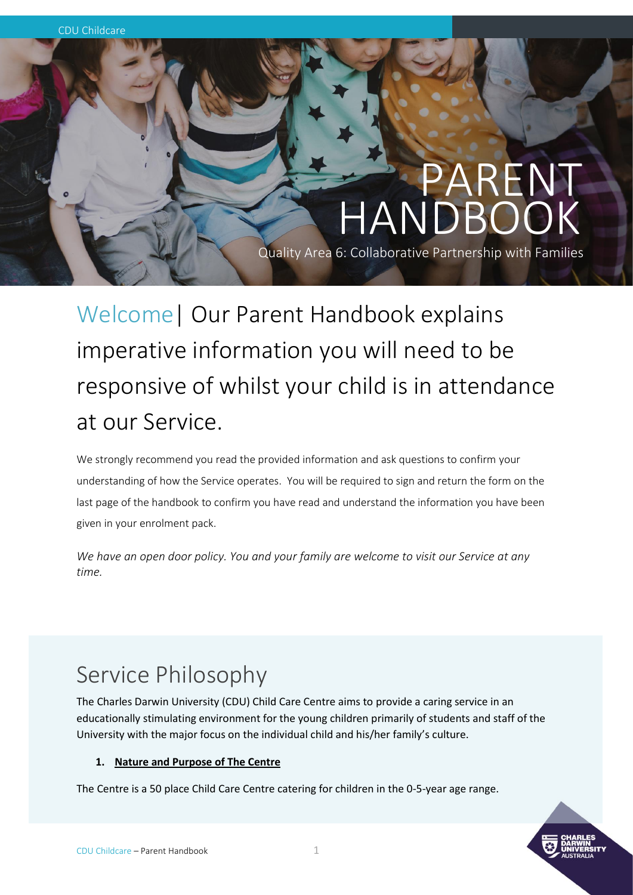# PARENT HANDBOOK

Quality Area 6: Collaborative Partnership with Families

## Welcome| Our Parent Handbook explains imperative information you will need to be responsive of whilst your child is in attendance at our Service.

We strongly recommend you read the provided information and ask questions to confirm your understanding of how the Service operates. You will be required to sign and return the form on the last page of the handbook to confirm you have read and understand the information you have been given in your enrolment pack.

*We have an open door policy. You and your family are welcome to visit our Service at any time.*

## Service Philosophy

The Charles Darwin University (CDU) Child Care Centre aims to provide a caring service in an educationally stimulating environment for the young children primarily of students and staff of the University with the major focus on the individual child and his/her family's culture.

1. **Nature and Purpose of The Centre**

The Centre is a 50 place Child Care Centre catering for children in the 0-5-year age range.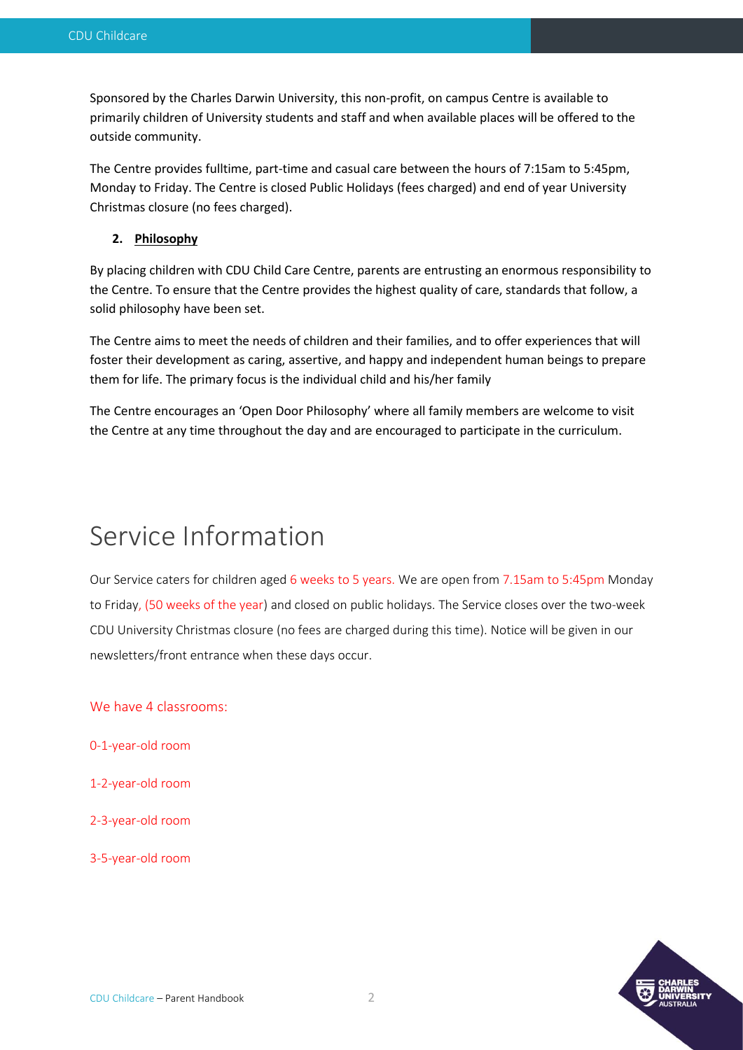Sponsored by the Charles Darwin University, this non-profit, on campus Centre is available to primarily children of University students and staff and when available places will be offered to the outside community.

The Centre provides fulltime, part-time and casual care between the hours of 7:15am to 5:45pm, Monday to Friday. The Centre is closed Public Holidays (fees charged) and end of year University Christmas closure (no fees charged).

2. **Philosophy**

By placing children with CDU Child Care Centre, parents are entrusting an enormous responsibility to the Centre. To ensure that the Centre provides the highest quality of care, standards that follow, a solid philosophy have been set.

The Centre aims to meet the needs of children and their families, and to offer experiences that will foster their development as caring, assertive, and happy and independent human beings to prepare them for life. The primary focus is the individual child and his/her family

The Centre encourages an 'Open Door Philosophy' where all family members are welcome to visit the Centre at any time throughout the day and are encouraged to participate in the curriculum.

# Service Information

Our Service caters for children aged 6 weeks to 5 years. We are open from 7.15am to 5:45pm Monday to Friday, (50 weeks of the year) and closed on public holidays. The Service closes over the two-week CDU University Christmas closure (no fees are charged during this time). Notice will be given in our newsletters/front entrance when these days occur.

We have 4 classrooms:

0-1-year-old room

1-2-year-old room

2-3-year-old room

3-5-year-old room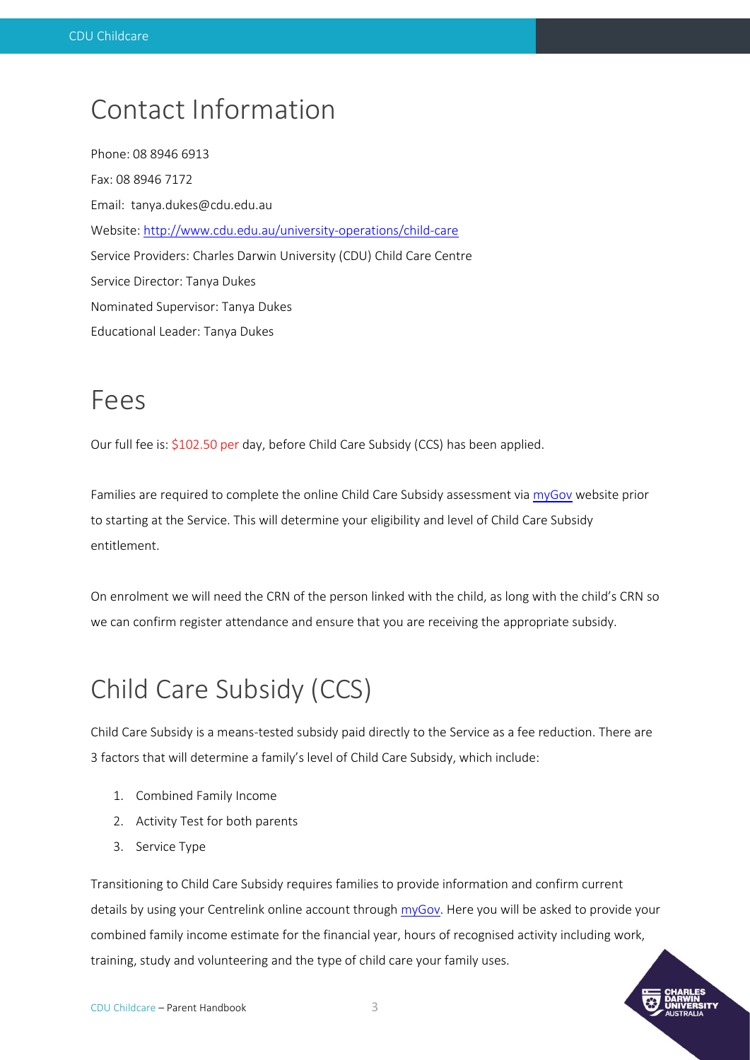# Contact Information

Phone: 08 8946 6913

Fax: 08 8946 7172

Email: tanya.dukes@cdu.edu.au

Website: [http://www.cdu.edu.au/university-operations/child-care](http://www.cdu.edu.au/university-operations/child-care)

Service Providers: Charles Darwin University (CDU) Child Care Centre

Service Director: Tanya Dukes

Nominated Supervisor: Tanya Dukes

Educational Leader: Tanya Dukes

# Fees

Our full fee is: $102.50 per day, before Child Care Subsidy (CCS) has been applied.

Families are required to complete the online Child Care Subsidy assessment via myGov website prior to starting at the Service. This will determine your eligibility and level of Child Care Subsidy entitlement.

On enrolment we will need the CRN of the person linked with the child, as long with the child's CRN so we can confirm register attendance and ensure that you are receiving the appropriate subsidy.

# Child Care Subsidy (CCS)

Child Care Subsidy is a means-tested subsidy paid directly to the Service as a fee reduction. There are 3 factors that will determine a family's level of Child Care Subsidy, which include:

1. Combined Family Income
2. Activity Test for both parents
3. Service Type

Transitioning to Child Care Subsidy requires families to provide information and confirm current details by using your Centrelink online account through myGov. Here you will be asked to provide your combined family income estimate for the financial year, hours of recognised activity including work, training, study and volunteering and the type of child care your family uses.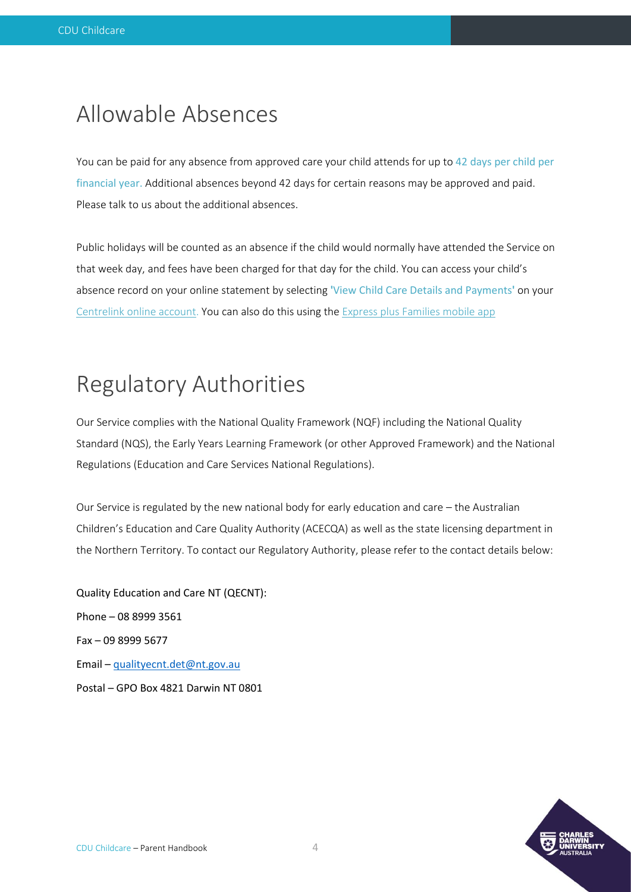## Allowable Absences

You can be paid for any absence from approved care your child attends for up to 42 days per child per financial year. Additional absences beyond 42 days for certain reasons may be approved and paid. Please talk to us about the additional absences.

Public holidays will be counted as an absence if the child would normally have attended the Service on that week day, and fees have been charged for that day for the child. You can access your child's absence record on your online statement by selecting 'View Child Care Details and Payments' on your Centrelink online account. You can also do this using the Express plus Families mobile app

## Regulatory Authorities

Our Service complies with the National Quality Framework (NQF) including the National Quality Standard (NQS), the Early Years Learning Framework (or other Approved Framework) and the National Regulations (Education and Care Services National Regulations).

Our Service is regulated by the new national body for early education and care – the Australian Children's Education and Care Quality Authority (ACECQA) as well as the state licensing department in the Northern Territory. To contact our Regulatory Authority, please refer to the contact details below:

Quality Education and Care NT (QECNT):

Phone – 08 8999 3561

Fax – 09 8999 5677

Email – qualityecnt.det@nt.gov.au

Postal – GPO Box 4821 Darwin NT 0801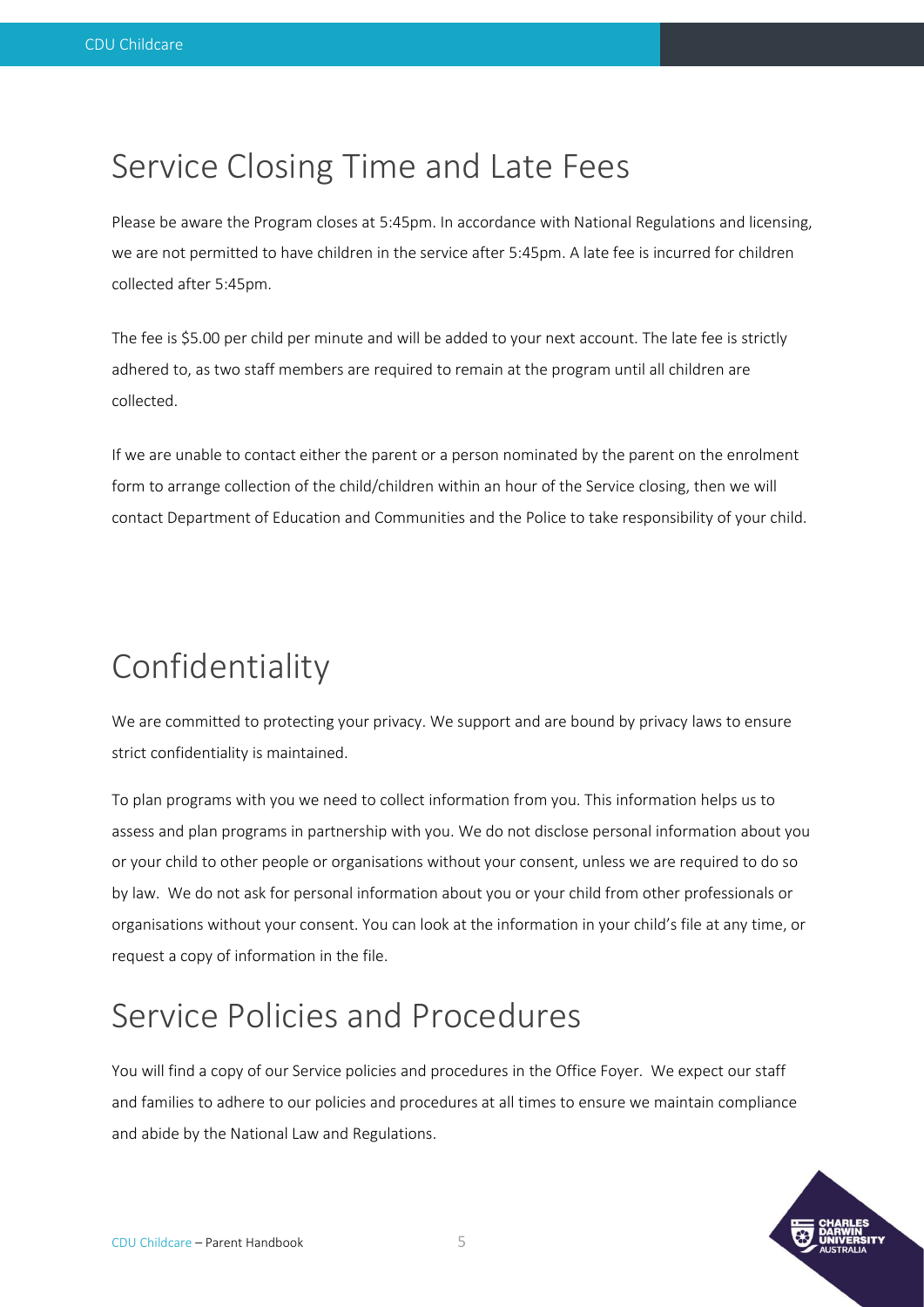## Service Closing Time and Late Fees

Please be aware the Program closes at 5:45pm. In accordance with National Regulations and licensing, we are not permitted to have children in the service after 5:45pm. A late fee is incurred for children collected after 5:45pm.

The fee is $5.00 per child per minute and will be added to your next account. The late fee is strictly adhered to, as two staff members are required to remain at the program until all children are collected.

If we are unable to contact either the parent or a person nominated by the parent on the enrolment form to arrange collection of the child/children within an hour of the Service closing, then we will contact Department of Education and Communities and the Police to take responsibility of your child.

## Confidentiality

We are committed to protecting your privacy. We support and are bound by privacy laws to ensure strict confidentiality is maintained.

To plan programs with you we need to collect information from you. This information helps us to assess and plan programs in partnership with you. We do not disclose personal information about you or your child to other people or organisations without your consent, unless we are required to do so by law. We do not ask for personal information about you or your child from other professionals or organisations without your consent. You can look at the information in your child's file at any time, or request a copy of information in the file.

## Service Policies and Procedures

You will find a copy of our Service policies and procedures in the Office Foyer. We expect our staff and families to adhere to our policies and procedures at all times to ensure we maintain compliance and abide by the National Law and Regulations.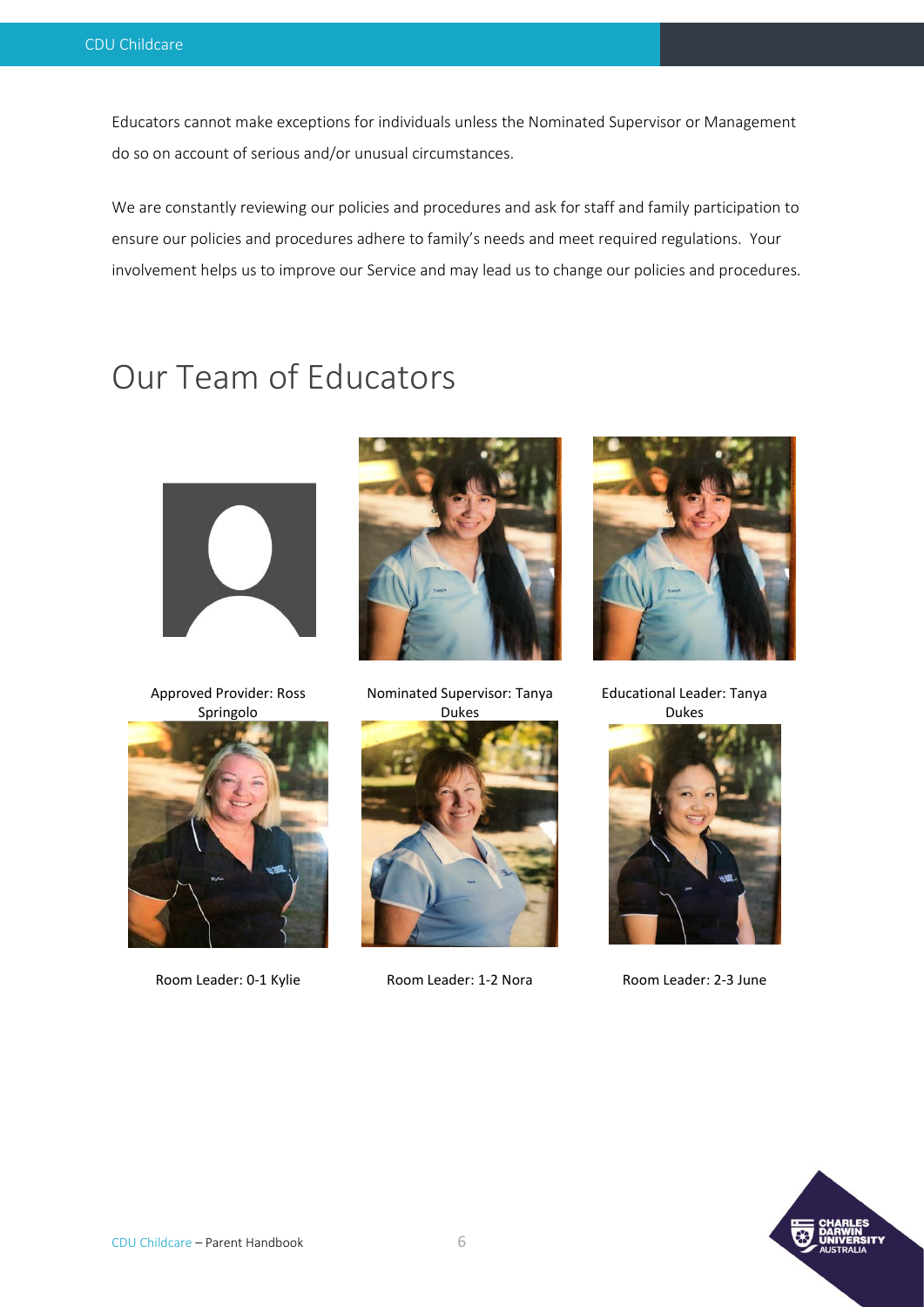Educators cannot make exceptions for individuals unless the Nominated Supervisor or Management do so on account of serious and/or unusual circumstances.

We are constantly reviewing our policies and procedures and ask for staff and family participation to ensure our policies and procedures adhere to family's needs and meet required regulations. Your involvement helps us to improve our Service and may lead us to change our policies and procedures.

# Our Team of Educators

Approved Provider: Ross Springolo

Nominated Supervisor: Tanya Dukes

Educational Leader: Tanya Dukes

Room Leader: 0-1 Kylie

Room Leader: 1-2 Nora

Room Leader: 2-3 June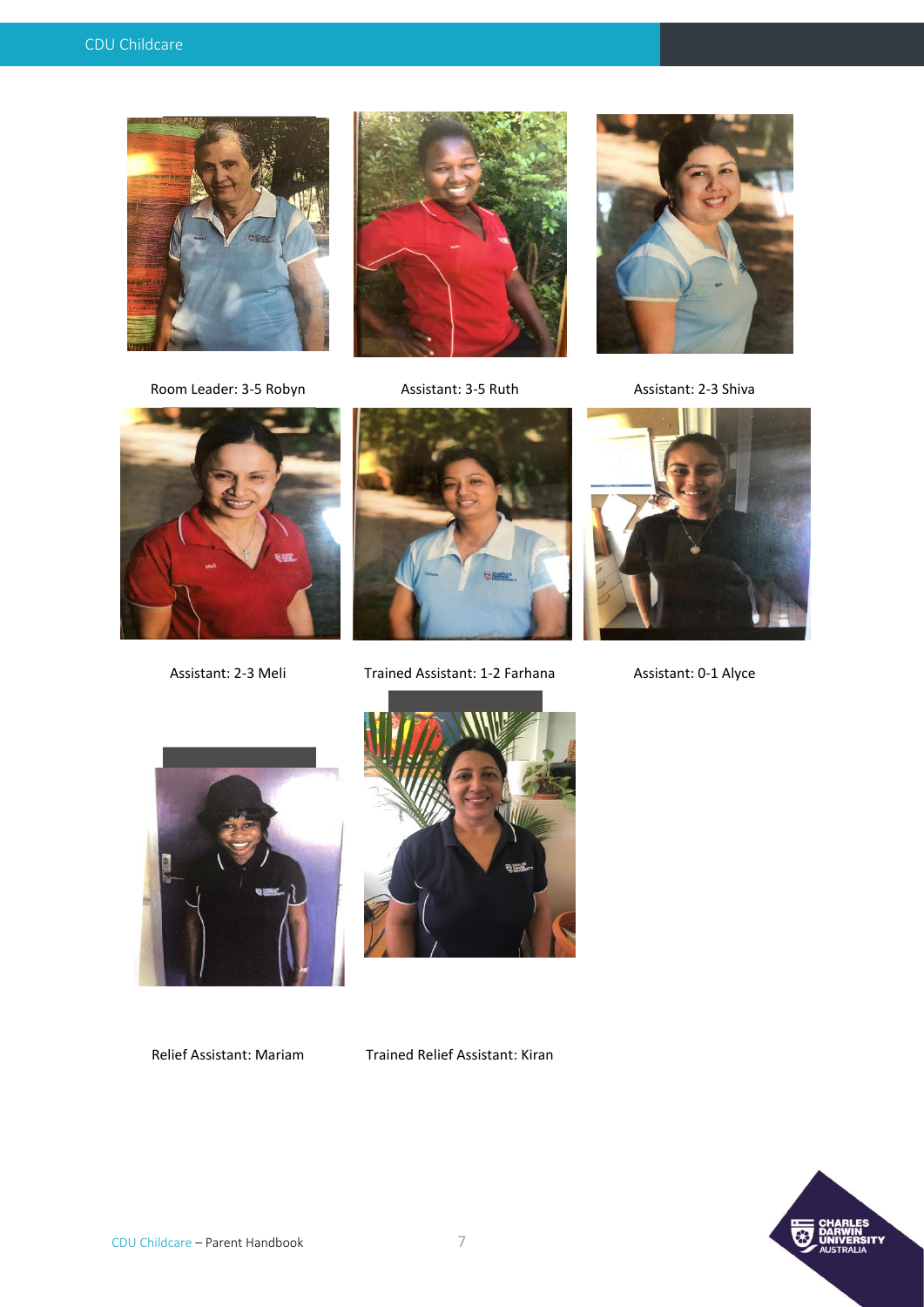Room Leader: 3-5 Robyn

Assistant: 3-5 Ruth

Assistant: 2-3 Shiva

Assistant: 2-3 Meli

Trained Assistant: 1-2 Farhana

Assistant: 0-1 Alyce

Relief Assistant: Mariam

Trained Relief Assistant: Kiran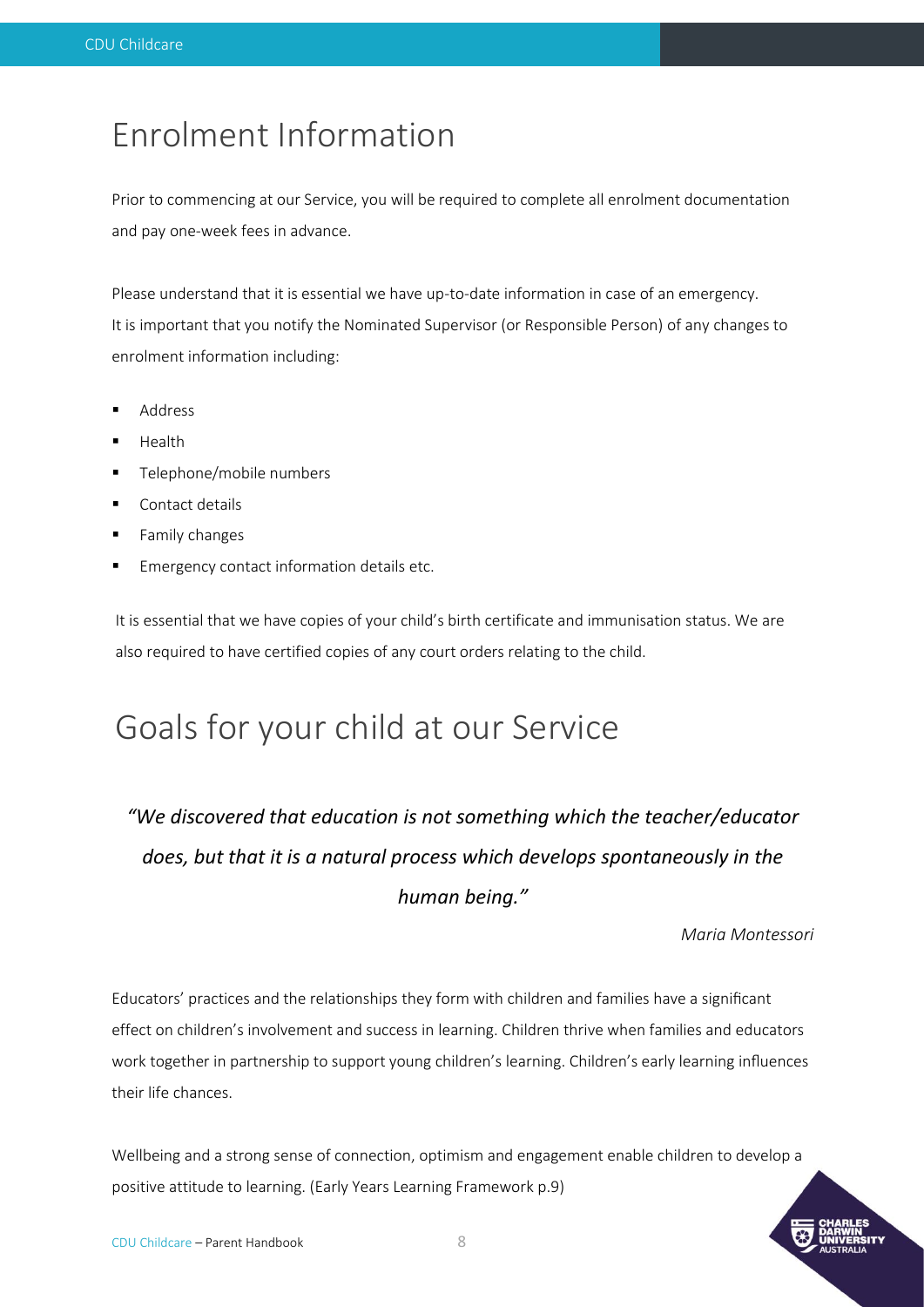# Enrolment Information

Prior to commencing at our Service, you will be required to complete all enrolment documentation and pay one-week fees in advance.

Please understand that it is essential we have up-to-date information in case of an emergency. It is important that you notify the Nominated Supervisor (or Responsible Person) of any changes to enrolment information including:

- Address
- Health
- Telephone/mobile numbers
- Contact details
- Family changes
- Emergency contact information details etc.

It is essential that we have copies of your child's birth certificate and immunisation status. We are also required to have certified copies of any court orders relating to the child.

# Goals for your child at our Service

*"We discovered that education is not something which the teacher/educator does, but that it is a natural process which develops spontaneously in the human being."*

*Maria Montessori*

Educators' practices and the relationships they form with children and families have a significant effect on children's involvement and success in learning. Children thrive when families and educators work together in partnership to support young children's learning. Children's early learning influences their life chances.

Wellbeing and a strong sense of connection, optimism and engagement enable children to develop a positive attitude to learning. (Early Years Learning Framework p.9)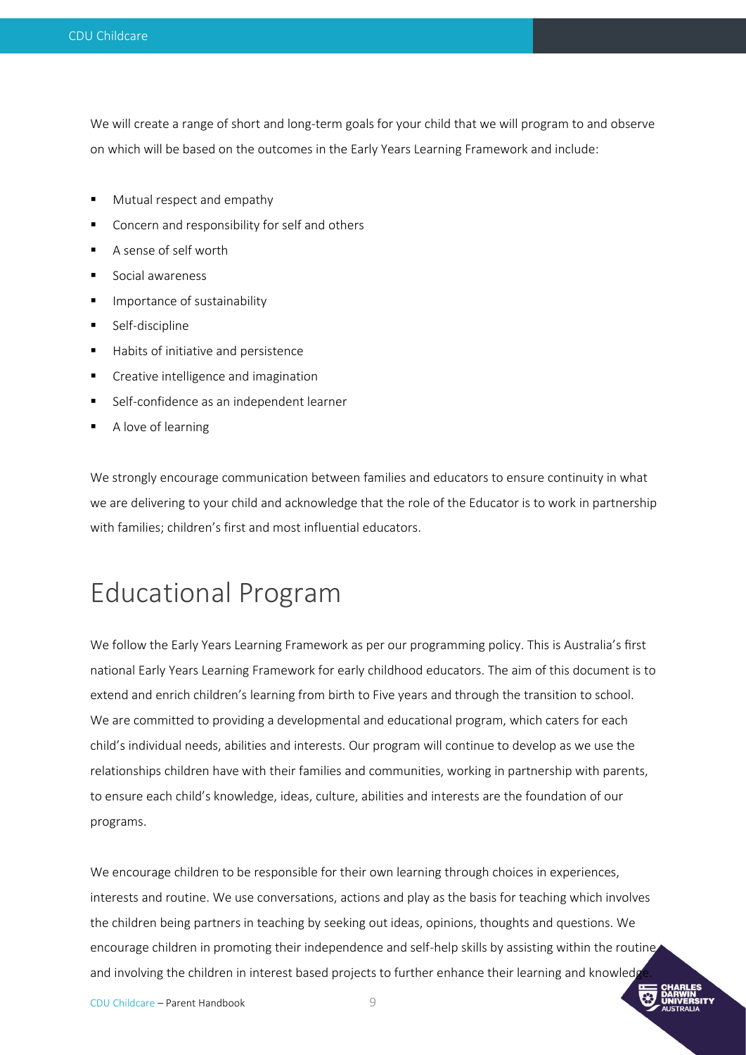We will create a range of short and long-term goals for your child that we will program to and observe on which will be based on the outcomes in the Early Years Learning Framework and include:

- Mutual respect and empathy
- Concern and responsibility for self and others
- A sense of self worth
- Social awareness
- Importance of sustainability
- Self-discipline
- Habits of initiative and persistence
- Creative intelligence and imagination
- Self-confidence as an independent learner
- A love of learning

We strongly encourage communication between families and educators to ensure continuity in what we are delivering to your child and acknowledge that the role of the Educator is to work in partnership with families; children's first and most influential educators.

# Educational Program

We follow the Early Years Learning Framework as per our programming policy. This is Australia's first national Early Years Learning Framework for early childhood educators. The aim of this document is to extend and enrich children's learning from birth to Five years and through the transition to school. We are committed to providing a developmental and educational program, which caters for each child's individual needs, abilities and interests. Our program will continue to develop as we use the relationships children have with their families and communities, working in partnership with parents, to ensure each child's knowledge, ideas, culture, abilities and interests are the foundation of our programs.

We encourage children to be responsible for their own learning through choices in experiences, interests and routine. We use conversations, actions and play as the basis for teaching which involves the children being partners in teaching by seeking out ideas, opinions, thoughts and questions. We encourage children in promoting their independence and self-help skills by assisting within the routine and involving the children in interest based projects to further enhance their learning and knowledge.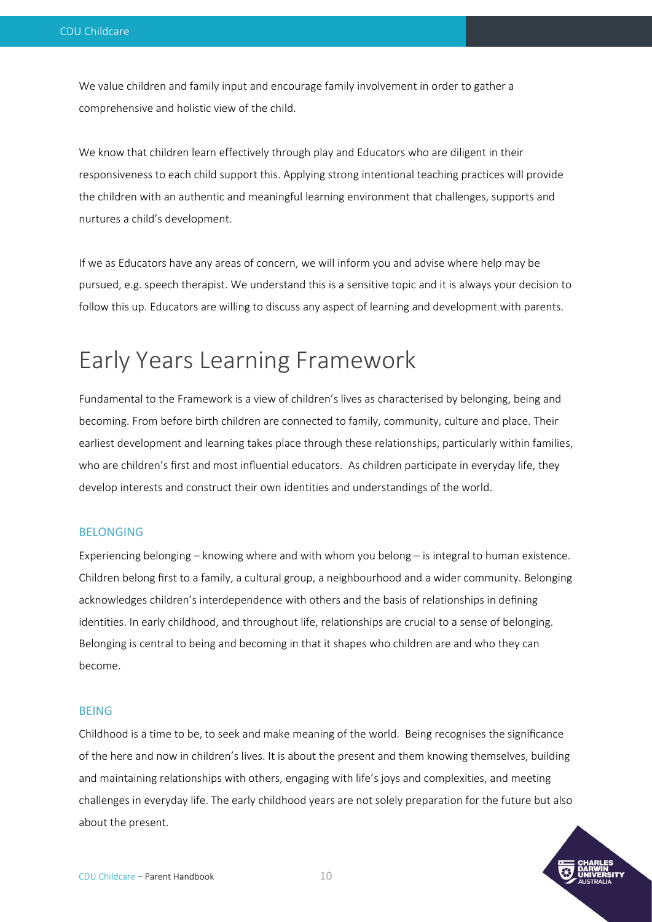We value children and family input and encourage family involvement in order to gather a comprehensive and holistic view of the child.

We know that children learn effectively through play and Educators who are diligent in their responsiveness to each child support this. Applying strong intentional teaching practices will provide the children with an authentic and meaningful learning environment that challenges, supports and nurtures a child's development.

If we as Educators have any areas of concern, we will inform you and advise where help may be pursued, e.g. speech therapist. We understand this is a sensitive topic and it is always your decision to follow this up. Educators are willing to discuss any aspect of learning and development with parents.

# Early Years Learning Framework

Fundamental to the Framework is a view of children's lives as characterised by belonging, being and becoming. From before birth children are connected to family, community, culture and place. Their earliest development and learning takes place through these relationships, particularly within families, who are children's first and most influential educators. As children participate in everyday life, they develop interests and construct their own identities and understandings of the world.

### BELONGING

Experiencing belonging – knowing where and with whom you belong – is integral to human existence. Children belong first to a family, a cultural group, a neighbourhood and a wider community. Belonging acknowledges children's interdependence with others and the basis of relationships in defining identities. In early childhood, and throughout life, relationships are crucial to a sense of belonging. Belonging is central to being and becoming in that it shapes who children are and who they can become.

### BEING

Childhood is a time to be, to seek and make meaning of the world. Being recognises the significance of the here and now in children's lives. It is about the present and them knowing themselves, building and maintaining relationships with others, engaging with life's joys and complexities, and meeting challenges in everyday life. The early childhood years are not solely preparation for the future but also about the present.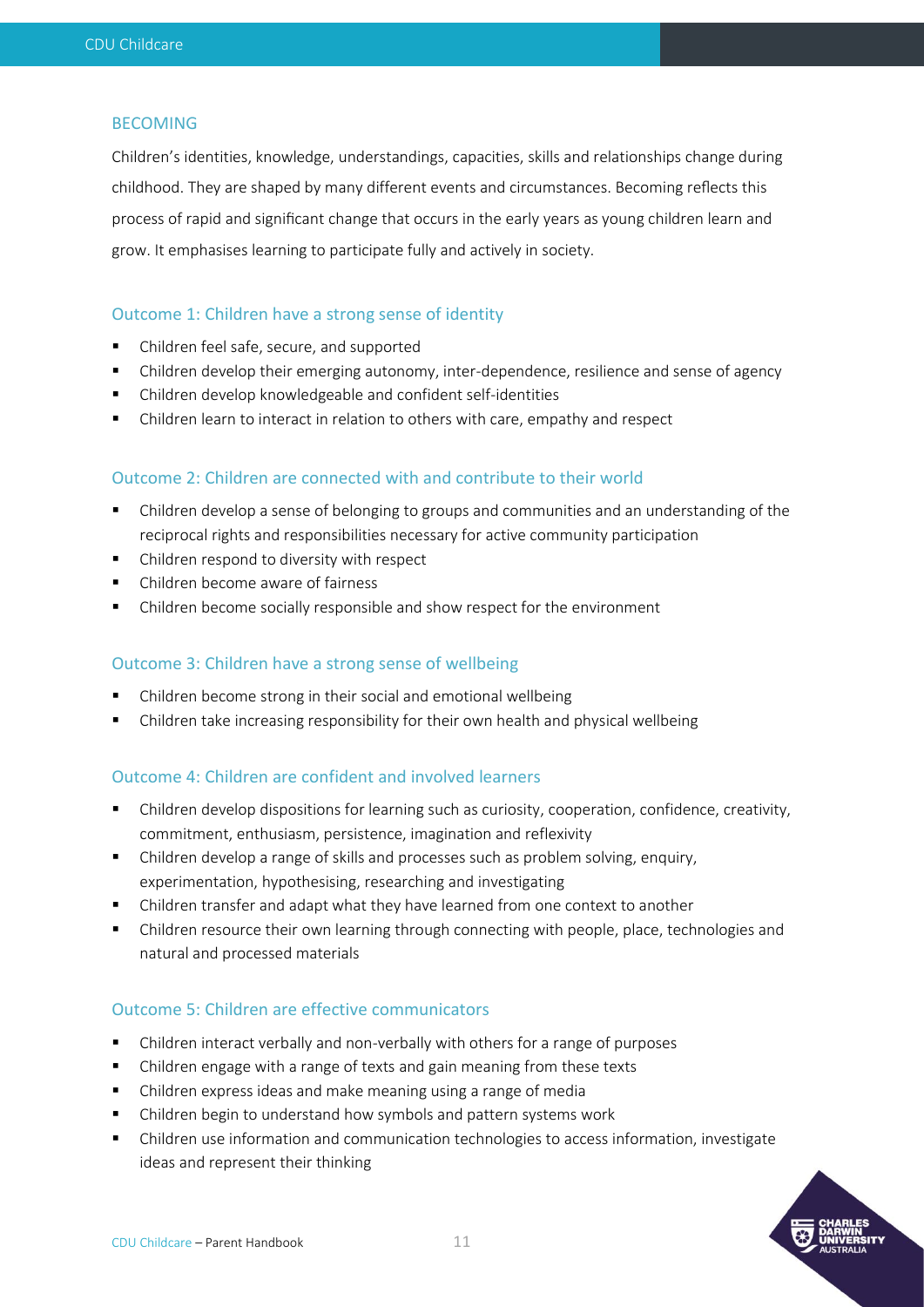## BECOMING

Children's identities, knowledge, understandings, capacities, skills and relationships change during childhood. They are shaped by many different events and circumstances. Becoming reflects this process of rapid and significant change that occurs in the early years as young children learn and grow. It emphasises learning to participate fully and actively in society.

### Outcome 1: Children have a strong sense of identity

- Children feel safe, secure, and supported
- Children develop their emerging autonomy, inter-dependence, resilience and sense of agency
- Children develop knowledgeable and confident self-identities
- Children learn to interact in relation to others with care, empathy and respect

### Outcome 2: Children are connected with and contribute to their world

- Children develop a sense of belonging to groups and communities and an understanding of the reciprocal rights and responsibilities necessary for active community participation
- Children respond to diversity with respect
- Children become aware of fairness
- Children become socially responsible and show respect for the environment

### Outcome 3: Children have a strong sense of wellbeing

- Children become strong in their social and emotional wellbeing
- Children take increasing responsibility for their own health and physical wellbeing

### Outcome 4: Children are confident and involved learners

- Children develop dispositions for learning such as curiosity, cooperation, confidence, creativity, commitment, enthusiasm, persistence, imagination and reflexivity
- Children develop a range of skills and processes such as problem solving, enquiry, experimentation, hypothesising, researching and investigating
- Children transfer and adapt what they have learned from one context to another
- Children resource their own learning through connecting with people, place, technologies and natural and processed materials

### Outcome 5: Children are effective communicators

- Children interact verbally and non-verbally with others for a range of purposes
- Children engage with a range of texts and gain meaning from these texts
- Children express ideas and make meaning using a range of media
- Children begin to understand how symbols and pattern systems work
- Children use information and communication technologies to access information, investigate ideas and represent their thinking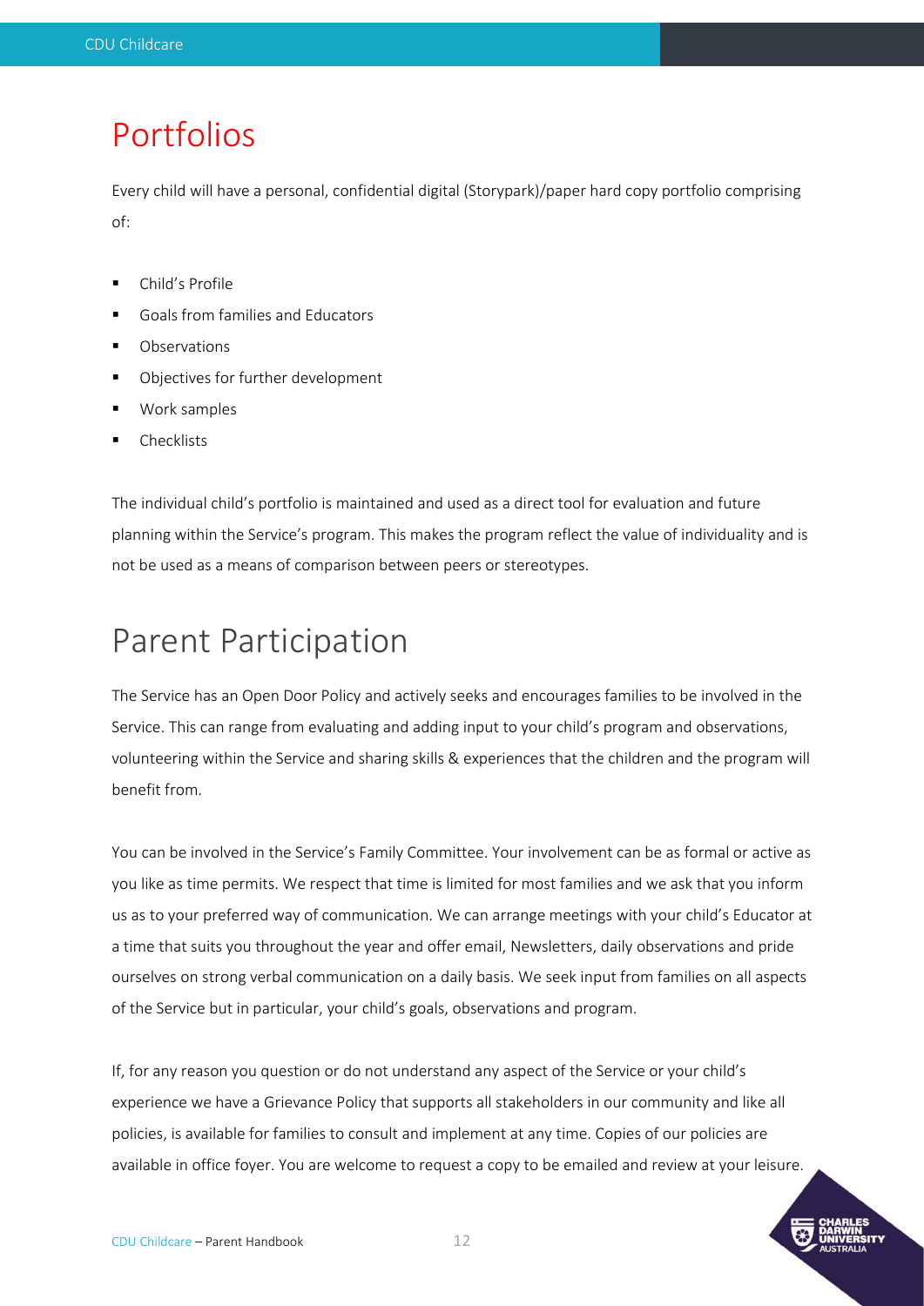## Portfolios

Every child will have a personal, confidential digital (Storypark)/paper hard copy portfolio comprising of:

- Child's Profile
- Goals from families and Educators
- Observations
- Objectives for further development
- Work samples
- Checklists

The individual child's portfolio is maintained and used as a direct tool for evaluation and future planning within the Service's program. This makes the program reflect the value of individuality and is not be used as a means of comparison between peers or stereotypes.

## Parent Participation

The Service has an Open Door Policy and actively seeks and encourages families to be involved in the Service. This can range from evaluating and adding input to your child's program and observations, volunteering within the Service and sharing skills & experiences that the children and the program will benefit from.

You can be involved in the Service's Family Committee. Your involvement can be as formal or active as you like as time permits. We respect that time is limited for most families and we ask that you inform us as to your preferred way of communication. We can arrange meetings with your child's Educator at a time that suits you throughout the year and offer email, Newsletters, daily observations and pride ourselves on strong verbal communication on a daily basis. We seek input from families on all aspects of the Service but in particular, your child's goals, observations and program.

If, for any reason you question or do not understand any aspect of the Service or your child's experience we have a Grievance Policy that supports all stakeholders in our community and like all policies, is available for families to consult and implement at any time. Copies of our policies are available in office foyer. You are welcome to request a copy to be emailed and review at your leisure.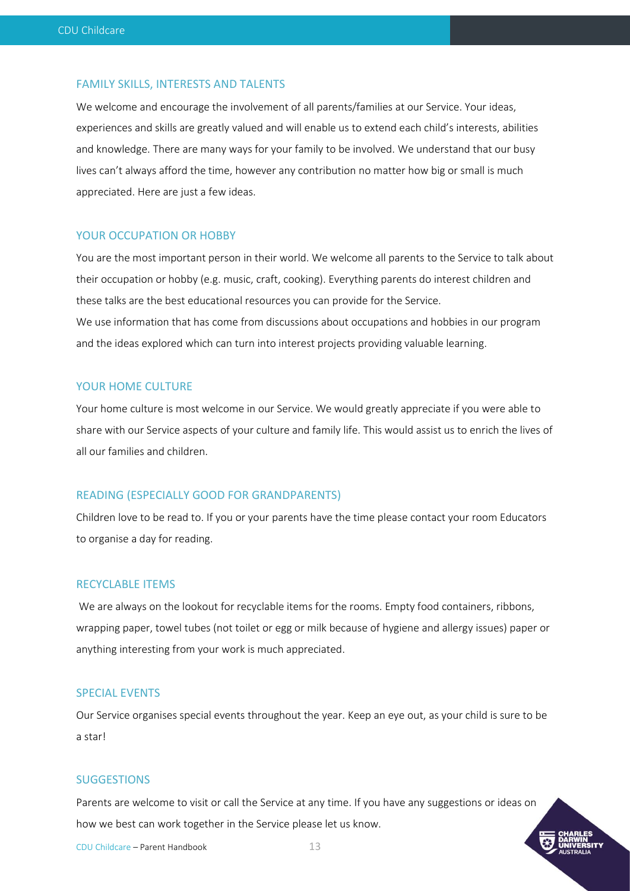## FAMILY SKILLS, INTERESTS AND TALENTS

We welcome and encourage the involvement of all parents/families at our Service. Your ideas, experiences and skills are greatly valued and will enable us to extend each child's interests, abilities and knowledge. There are many ways for your family to be involved. We understand that our busy lives can't always afford the time, however any contribution no matter how big or small is much appreciated. Here are just a few ideas.

## YOUR OCCUPATION OR HOBBY

You are the most important person in their world. We welcome all parents to the Service to talk about their occupation or hobby (e.g. music, craft, cooking). Everything parents do interest children and these talks are the best educational resources you can provide for the Service.

We use information that has come from discussions about occupations and hobbies in our program and the ideas explored which can turn into interest projects providing valuable learning.

## YOUR HOME CULTURE

Your home culture is most welcome in our Service. We would greatly appreciate if you were able to share with our Service aspects of your culture and family life. This would assist us to enrich the lives of all our families and children.

## READING (ESPECIALLY GOOD FOR GRANDPARENTS)

Children love to be read to. If you or your parents have the time please contact your room Educators to organise a day for reading.

## RECYCLABLE ITEMS

We are always on the lookout for recyclable items for the rooms. Empty food containers, ribbons, wrapping paper, towel tubes (not toilet or egg or milk because of hygiene and allergy issues) paper or anything interesting from your work is much appreciated.

## SPECIAL EVENTS

Our Service organises special events throughout the year. Keep an eye out, as your child is sure to be a star!

## SUGGESTIONS

Parents are welcome to visit or call the Service at any time. If you have any suggestions or ideas on how we best can work together in the Service please let us know.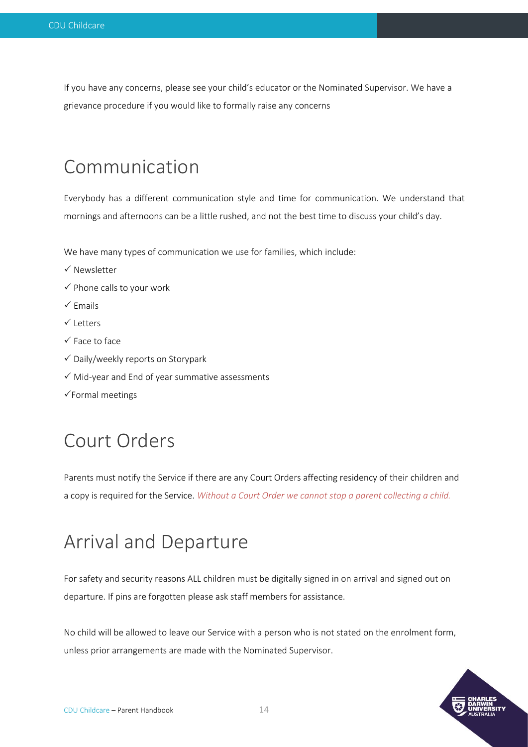If you have any concerns, please see your child's educator or the Nominated Supervisor. We have a grievance procedure if you would like to formally raise any concerns

# Communication

Everybody has a different communication style and time for communication. We understand that mornings and afternoons can be a little rushed, and not the best time to discuss your child's day.

We have many types of communication we use for families, which include:

- ✓ Newsletter
- ✓ Phone calls to your work
- ✓ Emails
- ✓ Letters
- ✓ Face to face
- ✓ Daily/weekly reports on Storypark
- ✓ Mid-year and End of year summative assessments
- ✓ Formal meetings

# Court Orders

Parents must notify the Service if there are any Court Orders affecting residency of their children and a copy is required for the Service. *Without a Court Order we cannot stop a parent collecting a child.*

# Arrival and Departure

For safety and security reasons ALL children must be digitally signed in on arrival and signed out on departure. If pins are forgotten please ask staff members for assistance.

No child will be allowed to leave our Service with a person who is not stated on the enrolment form, unless prior arrangements are made with the Nominated Supervisor.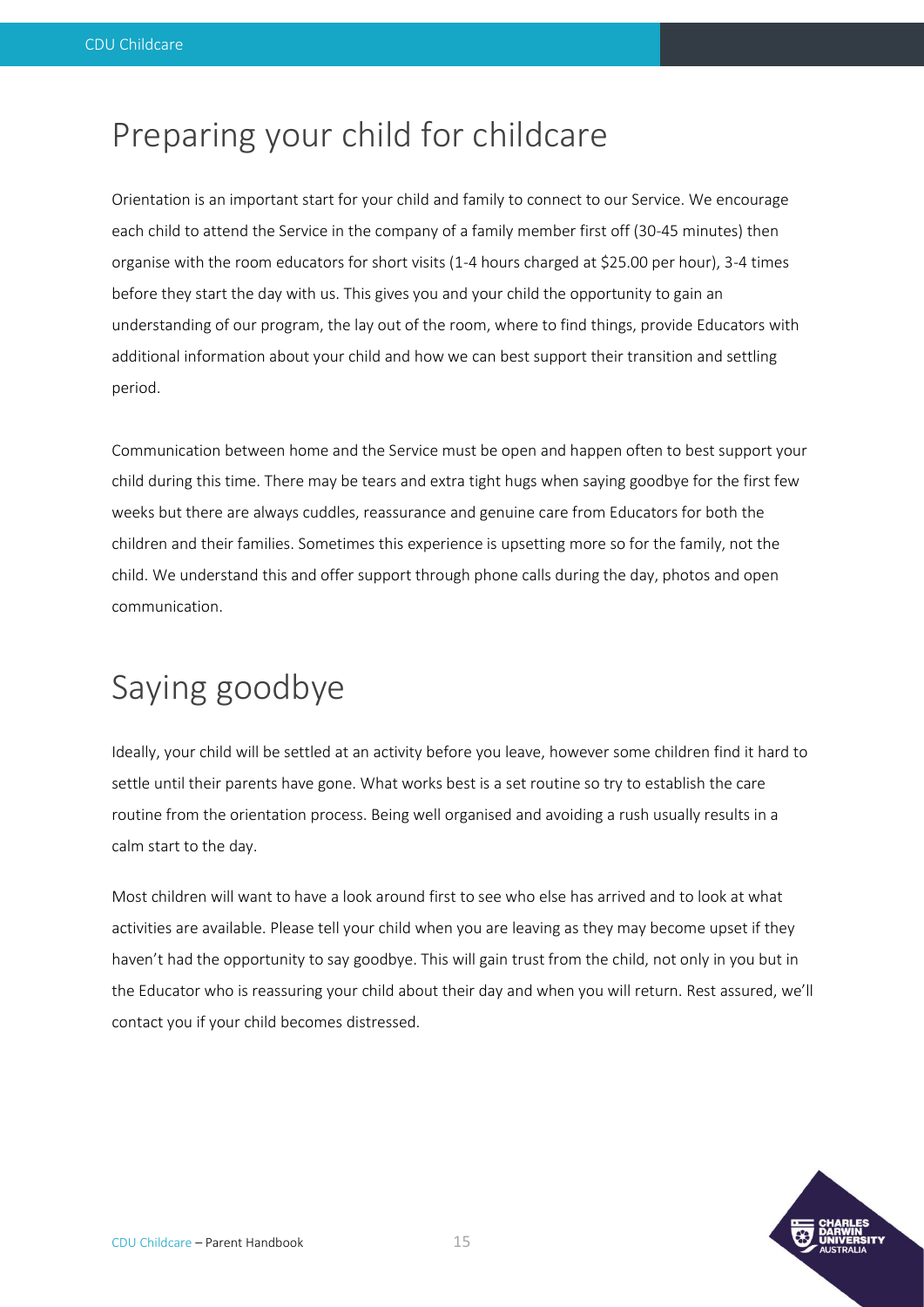# Preparing your child for childcare

Orientation is an important start for your child and family to connect to our Service. We encourage each child to attend the Service in the company of a family member first off (30-45 minutes) then organise with the room educators for short visits (1-4 hours charged at $25.00 per hour), 3-4 times before they start the day with us. This gives you and your child the opportunity to gain an understanding of our program, the lay out of the room, where to find things, provide Educators with additional information about your child and how we can best support their transition and settling period.

Communication between home and the Service must be open and happen often to best support your child during this time. There may be tears and extra tight hugs when saying goodbye for the first few weeks but there are always cuddles, reassurance and genuine care from Educators for both the children and their families. Sometimes this experience is upsetting more so for the family, not the child. We understand this and offer support through phone calls during the day, photos and open communication.

# Saying goodbye

Ideally, your child will be settled at an activity before you leave, however some children find it hard to settle until their parents have gone. What works best is a set routine so try to establish the care routine from the orientation process. Being well organised and avoiding a rush usually results in a calm start to the day.

Most children will want to have a look around first to see who else has arrived and to look at what activities are available. Please tell your child when you are leaving as they may become upset if they haven't had the opportunity to say goodbye. This will gain trust from the child, not only in you but in the Educator who is reassuring your child about their day and when you will return. Rest assured, we'll contact you if your child becomes distressed.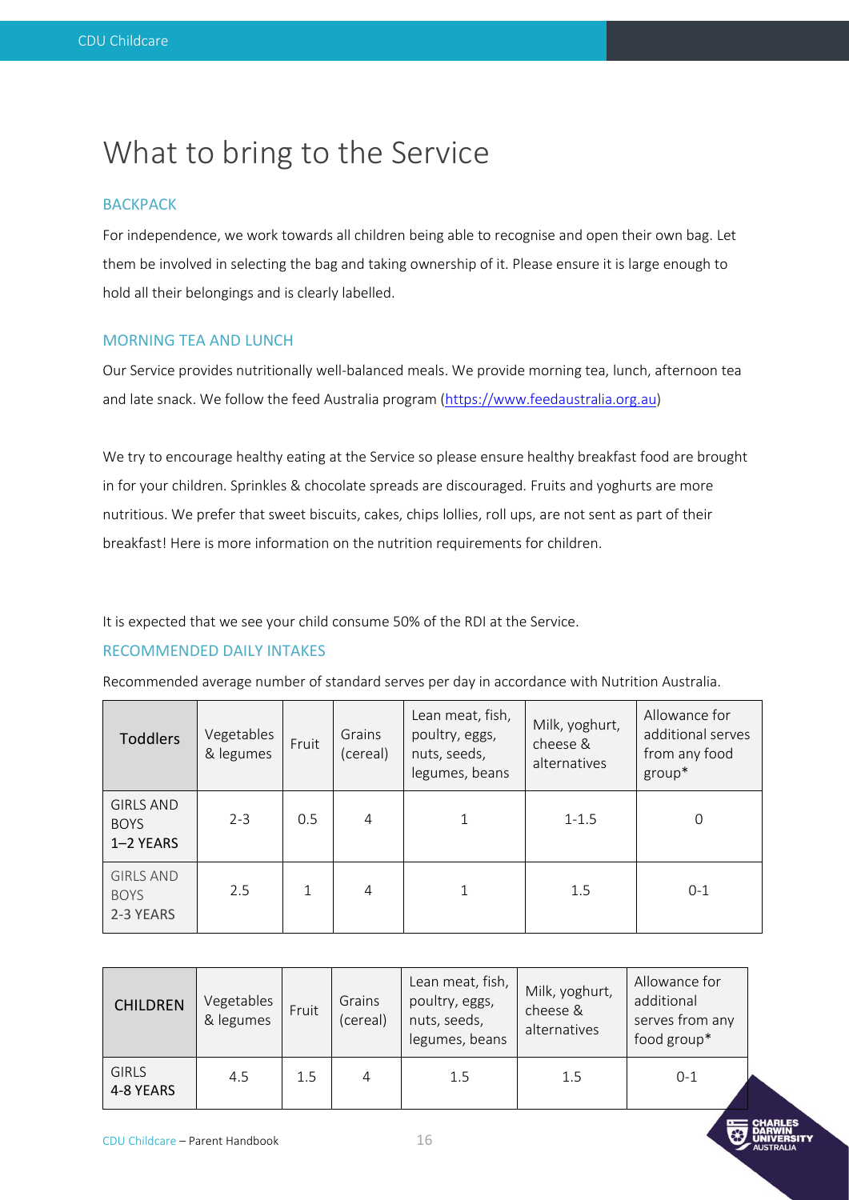# What to bring to the Service

## BACKPACK

For independence, we work towards all children being able to recognise and open their own bag. Let them be involved in selecting the bag and taking ownership of it. Please ensure it is large enough to hold all their belongings and is clearly labelled.

## MORNING TEA AND LUNCH

Our Service provides nutritionally well-balanced meals. We provide morning tea, lunch, afternoon tea and late snack. We follow the feed Australia program (https://www.feedaustralia.org.au)

We try to encourage healthy eating at the Service so please ensure healthy breakfast food are brought in for your children. Sprinkles & chocolate spreads are discouraged. Fruits and yoghurts are more nutritious. We prefer that sweet biscuits, cakes, chips lollies, roll ups, are not sent as part of their breakfast! Here is more information on the nutrition requirements for children.

It is expected that we see your child consume 50% of the RDI at the Service.

## RECOMMENDED DAILY INTAKES

Recommended average number of standard serves per day in accordance with Nutrition Australia.

| Toddlers | Vegetables & legumes | Fruit | Grains (cereal) | Lean meat, fish, poultry, eggs, nuts, seeds, legumes, beans | Milk, yoghurt, cheese & alternatives | Allowance for additional serves from any food group* |
|---|---|---|---|---|---|---|
| GIRLS AND BOYS 1–2 YEARS | 2-3 | 0.5 | 4 | 1 | 1-1.5 | 0 |
| GIRLS AND BOYS 2-3 YEARS | 2.5 | 1 | 4 | 1 | 1.5 | 0-1 |

| CHILDREN | Vegetables & legumes | Fruit | Grains (cereal) | Lean meat, fish, poultry, eggs, nuts, seeds, legumes, beans | Milk, yoghurt, cheese & alternatives | Allowance for additional serves from any food group* |
|---|---|---|---|---|---|---|
| GIRLS 4-8 YEARS | 4.5 | 1.5 | 4 | 1.5 | 1.5 | 0-1 |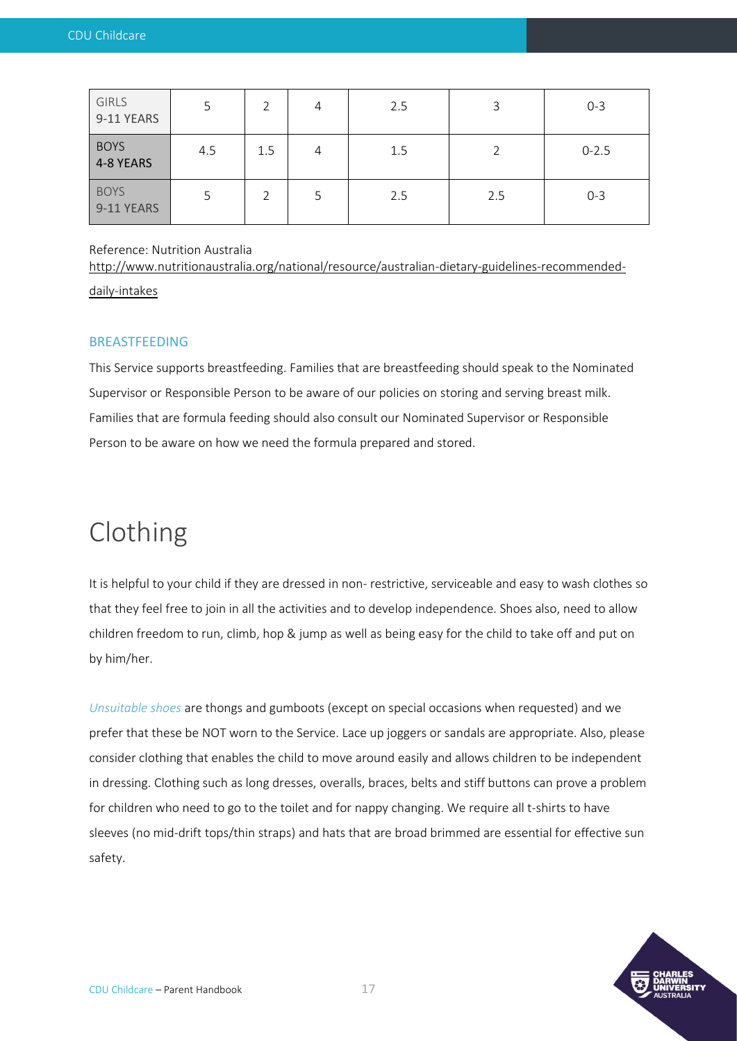| GIRLS 9-11 YEARS | 5 | 2 | 4 | 2.5 | 3 | 0-3 |
|---|---|---|---|---|---|---|
| BOYS 4-8 YEARS | 4.5 | 1.5 | 4 | 1.5 | 2 | 0-2.5 |
| BOYS 9-11 YEARS | 5 | 2 | 5 | 2.5 | 2.5 | 0-3 |

Reference: Nutrition Australia
http://www.nutritionaustralia.org/national/resource/australian-dietary-guidelines-recommended-daily-intakes

### BREASTFEEDING

This Service supports breastfeeding. Families that are breastfeeding should speak to the Nominated Supervisor or Responsible Person to be aware of our policies on storing and serving breast milk. Families that are formula feeding should also consult our Nominated Supervisor or Responsible Person to be aware on how we need the formula prepared and stored.

# Clothing

It is helpful to your child if they are dressed in non- restrictive, serviceable and easy to wash clothes so that they feel free to join in all the activities and to develop independence. Shoes also, need to allow children freedom to run, climb, hop & jump as well as being easy for the child to take off and put on by him/her.

*Unsuitable shoes* are thongs and gumboots (except on special occasions when requested) and we prefer that these be NOT worn to the Service. Lace up joggers or sandals are appropriate. Also, please consider clothing that enables the child to move around easily and allows children to be independent in dressing. Clothing such as long dresses, overalls, braces, belts and stiff buttons can prove a problem for children who need to go to the toilet and for nappy changing. We require all t-shirts to have sleeves (no mid-drift tops/thin straps) and hats that are broad brimmed are essential for effective sun safety.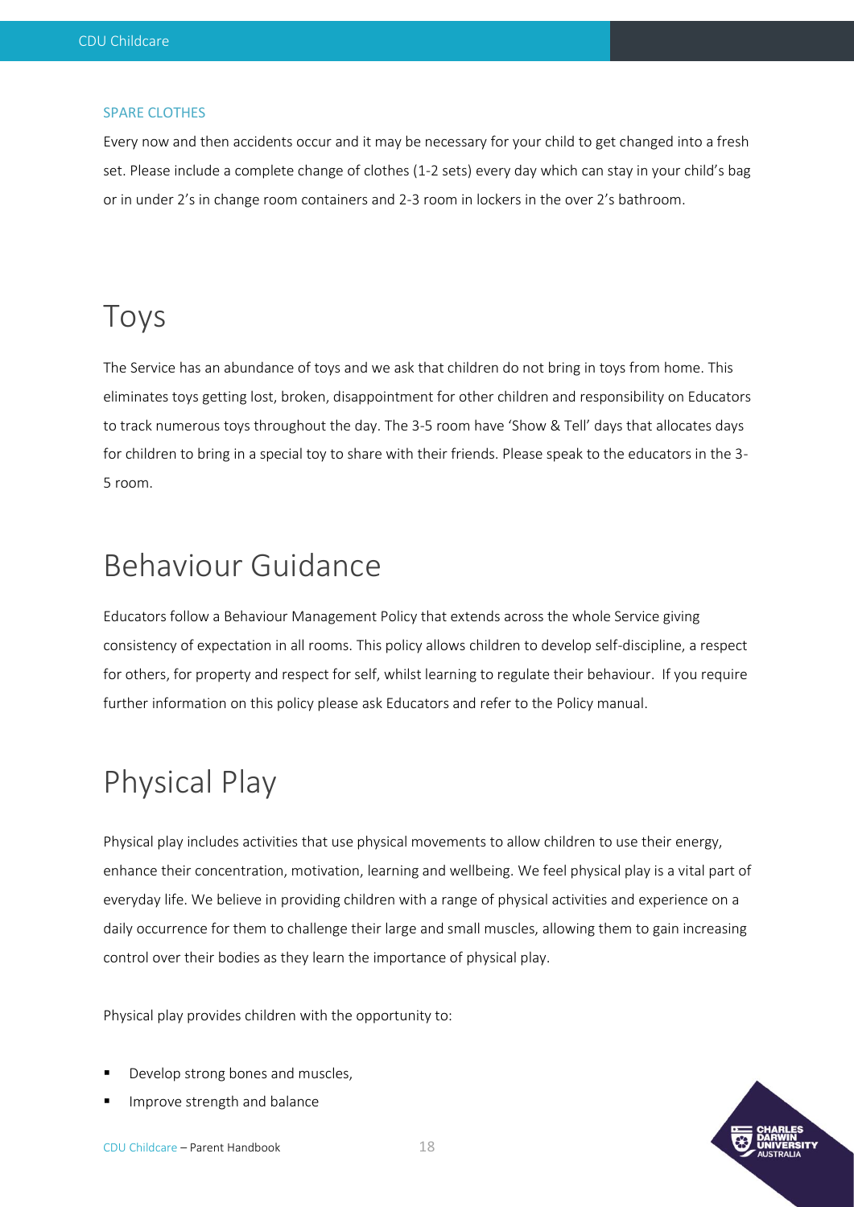### SPARE CLOTHES

Every now and then accidents occur and it may be necessary for your child to get changed into a fresh set. Please include a complete change of clothes (1-2 sets) every day which can stay in your child's bag or in under 2's in change room containers and 2-3 room in lockers in the over 2's bathroom.

# Toys

The Service has an abundance of toys and we ask that children do not bring in toys from home. This eliminates toys getting lost, broken, disappointment for other children and responsibility on Educators to track numerous toys throughout the day. The 3-5 room have 'Show & Tell' days that allocates days for children to bring in a special toy to share with their friends. Please speak to the educators in the 3-5 room.

# Behaviour Guidance

Educators follow a Behaviour Management Policy that extends across the whole Service giving consistency of expectation in all rooms. This policy allows children to develop self-discipline, a respect for others, for property and respect for self, whilst learning to regulate their behaviour. If you require further information on this policy please ask Educators and refer to the Policy manual.

# Physical Play

Physical play includes activities that use physical movements to allow children to use their energy, enhance their concentration, motivation, learning and wellbeing. We feel physical play is a vital part of everyday life. We believe in providing children with a range of physical activities and experience on a daily occurrence for them to challenge their large and small muscles, allowing them to gain increasing control over their bodies as they learn the importance of physical play.

Physical play provides children with the opportunity to:

- Develop strong bones and muscles,
- Improve strength and balance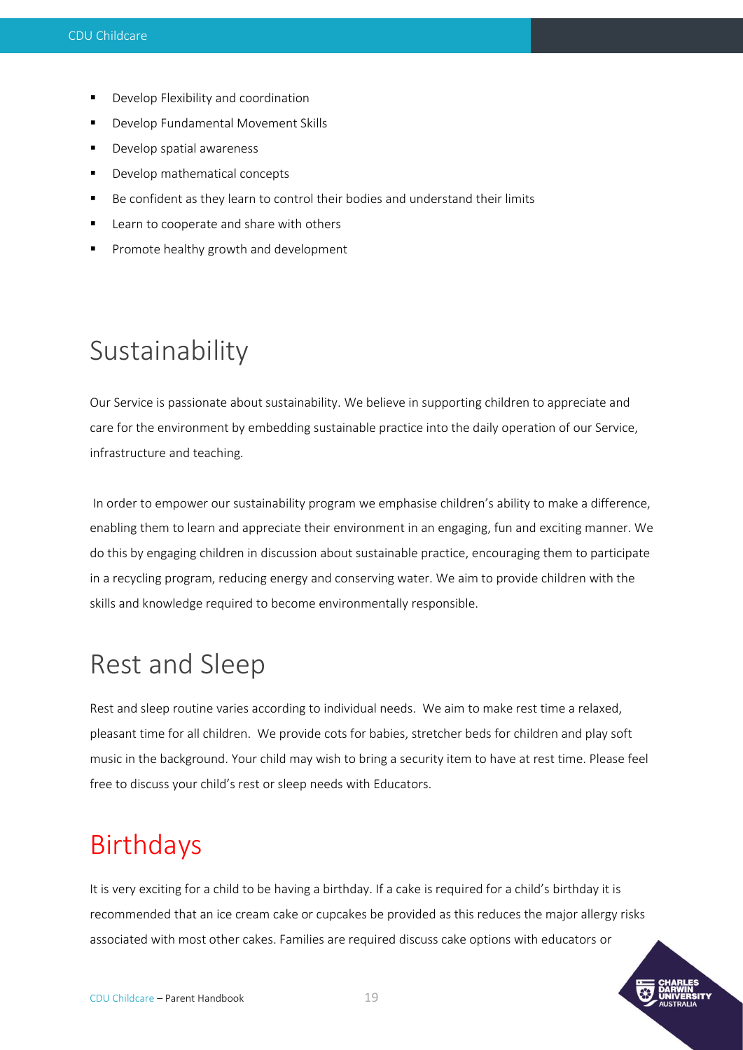- Develop Flexibility and coordination
- Develop Fundamental Movement Skills
- Develop spatial awareness
- Develop mathematical concepts
- Be confident as they learn to control their bodies and understand their limits
- Learn to cooperate and share with others
- Promote healthy growth and development

## Sustainability

Our Service is passionate about sustainability. We believe in supporting children to appreciate and care for the environment by embedding sustainable practice into the daily operation of our Service, infrastructure and teaching.

In order to empower our sustainability program we emphasise children's ability to make a difference, enabling them to learn and appreciate their environment in an engaging, fun and exciting manner. We do this by engaging children in discussion about sustainable practice, encouraging them to participate in a recycling program, reducing energy and conserving water. We aim to provide children with the skills and knowledge required to become environmentally responsible.

## Rest and Sleep

Rest and sleep routine varies according to individual needs. We aim to make rest time a relaxed, pleasant time for all children. We provide cots for babies, stretcher beds for children and play soft music in the background. Your child may wish to bring a security item to have at rest time. Please feel free to discuss your child's rest or sleep needs with Educators.

## Birthdays

It is very exciting for a child to be having a birthday. If a cake is required for a child's birthday it is recommended that an ice cream cake or cupcakes be provided as this reduces the major allergy risks associated with most other cakes. Families are required discuss cake options with educators or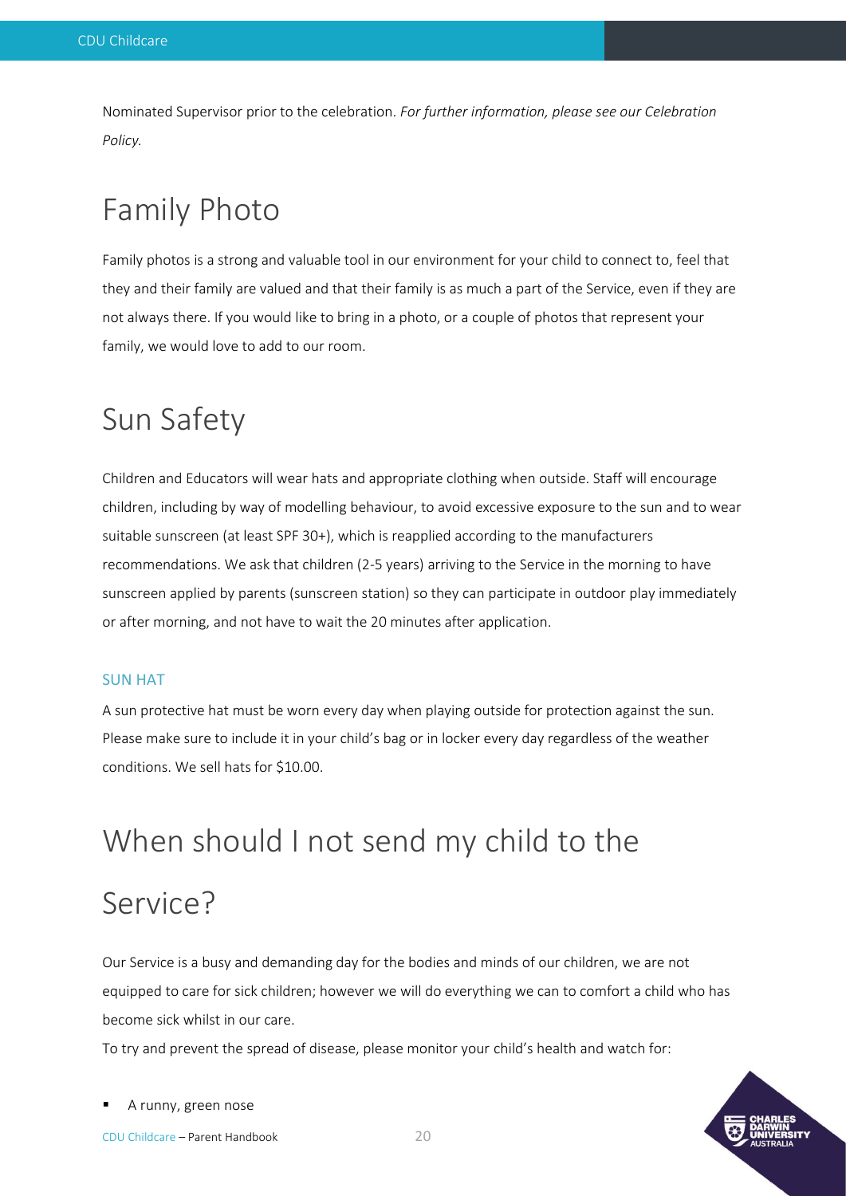Nominated Supervisor prior to the celebration. *For further information, please see our Celebration Policy.*

# Family Photo

Family photos is a strong and valuable tool in our environment for your child to connect to, feel that they and their family are valued and that their family is as much a part of the Service, even if they are not always there. If you would like to bring in a photo, or a couple of photos that represent your family, we would love to add to our room.

# Sun Safety

Children and Educators will wear hats and appropriate clothing when outside. Staff will encourage children, including by way of modelling behaviour, to avoid excessive exposure to the sun and to wear suitable sunscreen (at least SPF 30+), which is reapplied according to the manufacturers recommendations. We ask that children (2-5 years) arriving to the Service in the morning to have sunscreen applied by parents (sunscreen station) so they can participate in outdoor play immediately or after morning, and not have to wait the 20 minutes after application.

### SUN HAT

A sun protective hat must be worn every day when playing outside for protection against the sun. Please make sure to include it in your child's bag or in locker every day regardless of the weather conditions. We sell hats for $10.00.

# When should I not send my child to the Service?

Our Service is a busy and demanding day for the bodies and minds of our children, we are not equipped to care for sick children; however we will do everything we can to comfort a child who has become sick whilst in our care.

To try and prevent the spread of disease, please monitor your child's health and watch for:

- A runny, green nose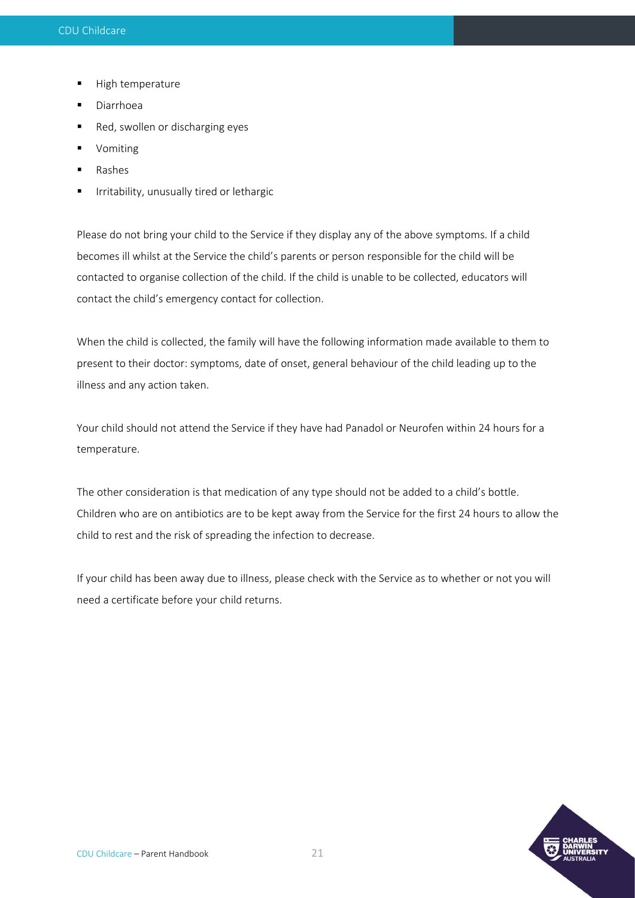- High temperature
- Diarrhoea
- Red, swollen or discharging eyes
- Vomiting
- Rashes
- Irritability, unusually tired or lethargic

Please do not bring your child to the Service if they display any of the above symptoms. If a child becomes ill whilst at the Service the child's parents or person responsible for the child will be contacted to organise collection of the child. If the child is unable to be collected, educators will contact the child's emergency contact for collection.

When the child is collected, the family will have the following information made available to them to present to their doctor: symptoms, date of onset, general behaviour of the child leading up to the illness and any action taken.

Your child should not attend the Service if they have had Panadol or Neurofen within 24 hours for a temperature.

The other consideration is that medication of any type should not be added to a child's bottle. Children who are on antibiotics are to be kept away from the Service for the first 24 hours to allow the child to rest and the risk of spreading the infection to decrease.

If your child has been away due to illness, please check with the Service as to whether or not you will need a certificate before your child returns.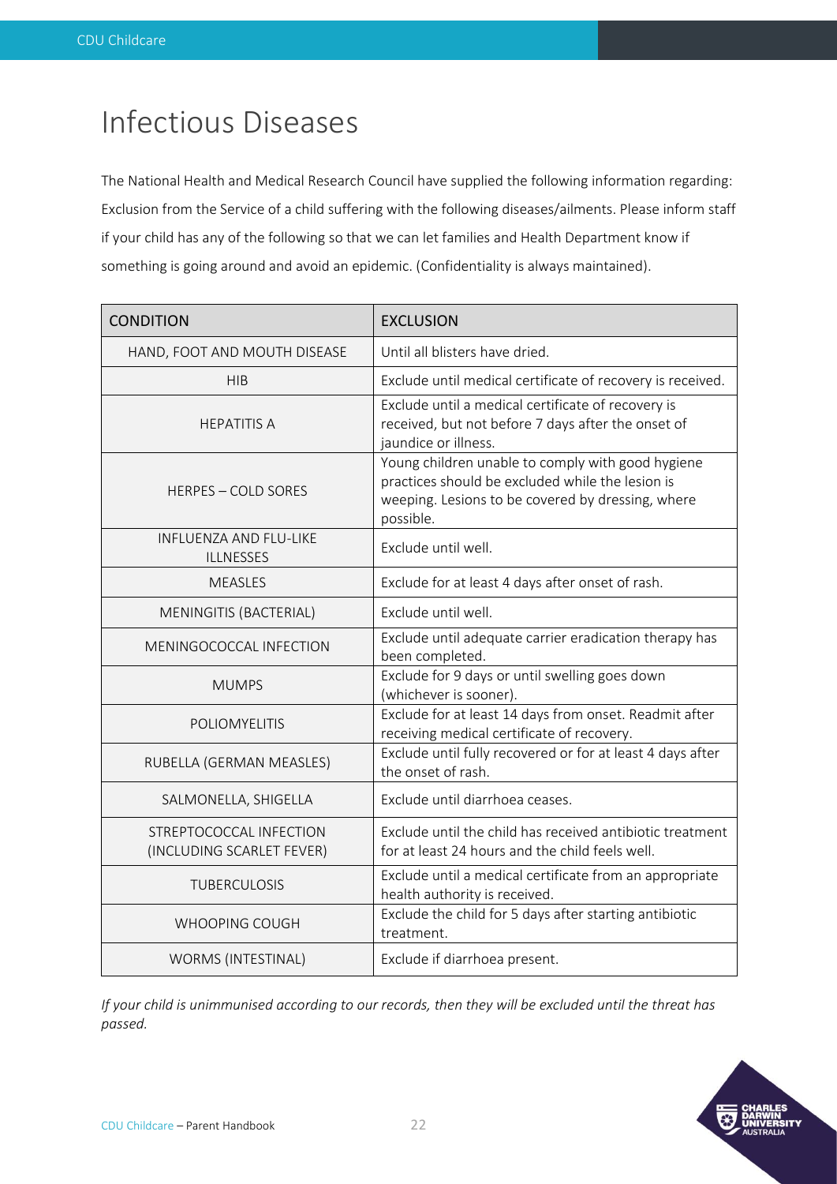# Infectious Diseases

The National Health and Medical Research Council have supplied the following information regarding: Exclusion from the Service of a child suffering with the following diseases/ailments. Please inform staff if your child has any of the following so that we can let families and Health Department know if something is going around and avoid an epidemic. (Confidentiality is always maintained).

| CONDITION | EXCLUSION |
|---|---|
| HAND, FOOT AND MOUTH DISEASE | Until all blisters have dried. |
| HIB | Exclude until medical certificate of recovery is received. |
| HEPATITIS A | Exclude until a medical certificate of recovery is received, but not before 7 days after the onset of jaundice or illness. |
| HERPES – COLD SORES | Young children unable to comply with good hygiene practices should be excluded while the lesion is weeping. Lesions to be covered by dressing, where possible. |
| INFLUENZA AND FLU-LIKE ILLNESSES | Exclude until well. |
| MEASLES | Exclude for at least 4 days after onset of rash. |
| MENINGITIS (BACTERIAL) | Exclude until well. |
| MENINGOCOCCAL INFECTION | Exclude until adequate carrier eradication therapy has been completed. |
| MUMPS | Exclude for 9 days or until swelling goes down (whichever is sooner). |
| POLIOMYELITIS | Exclude for at least 14 days from onset. Readmit after receiving medical certificate of recovery. |
| RUBELLA (GERMAN MEASLES) | Exclude until fully recovered or for at least 4 days after the onset of rash. |
| SALMONELLA, SHIGELLA | Exclude until diarrhoea ceases. |
| STREPTOCOCCAL INFECTION (INCLUDING SCARLET FEVER) | Exclude until the child has received antibiotic treatment for at least 24 hours and the child feels well. |
| TUBERCULOSIS | Exclude until a medical certificate from an appropriate health authority is received. |
| WHOOPING COUGH | Exclude the child for 5 days after starting antibiotic treatment. |
| WORMS (INTESTINAL) | Exclude if diarrhoea present. |

*If your child is unimmunised according to our records, then they will be excluded until the threat has passed.*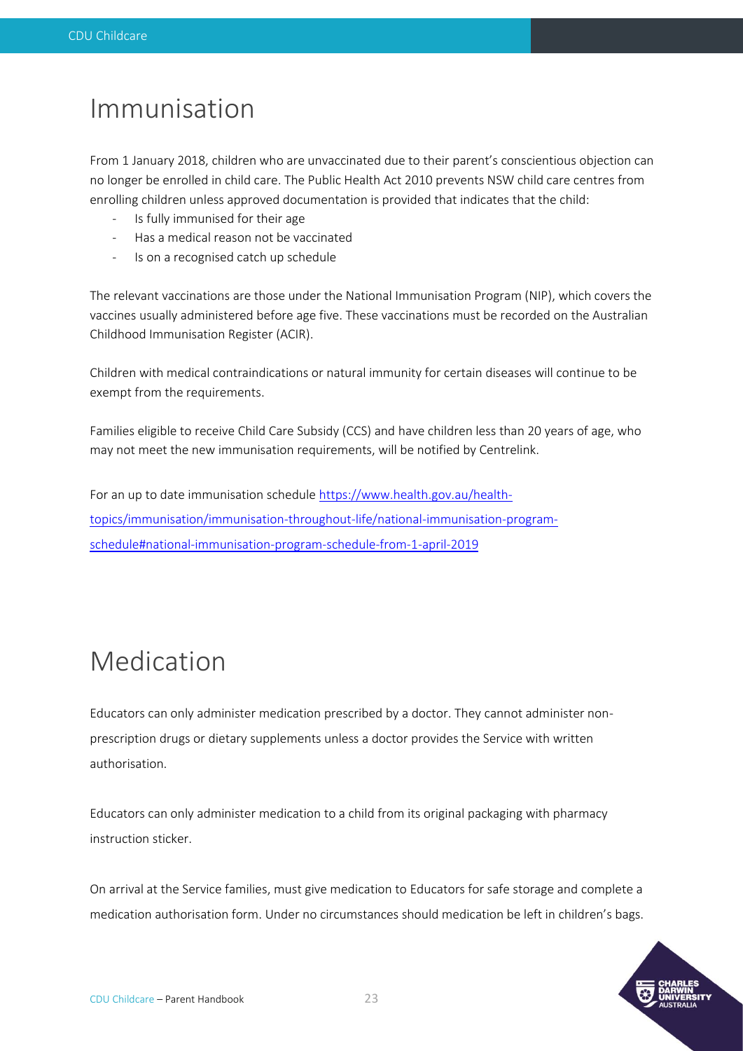# Immunisation

From 1 January 2018, children who are unvaccinated due to their parent's conscientious objection can no longer be enrolled in child care. The Public Health Act 2010 prevents NSW child care centres from enrolling children unless approved documentation is provided that indicates that the child:

- Is fully immunised for their age
- Has a medical reason not be vaccinated
- Is on a recognised catch up schedule

The relevant vaccinations are those under the National Immunisation Program (NIP), which covers the vaccines usually administered before age five. These vaccinations must be recorded on the Australian Childhood Immunisation Register (ACIR).

Children with medical contraindications or natural immunity for certain diseases will continue to be exempt from the requirements.

Families eligible to receive Child Care Subsidy (CCS) and have children less than 20 years of age, who may not meet the new immunisation requirements, will be notified by Centrelink.

For an up to date immunisation schedule [https://www.health.gov.au/health-topics/immunisation/immunisation-throughout-life/national-immunisation-program-schedule#national-immunisation-program-schedule-from-1-april-2019](https://www.health.gov.au/health-topics/immunisation/immunisation-throughout-life/national-immunisation-program-schedule#national-immunisation-program-schedule-from-1-april-2019)

# Medication

Educators can only administer medication prescribed by a doctor. They cannot administer non-prescription drugs or dietary supplements unless a doctor provides the Service with written authorisation.

Educators can only administer medication to a child from its original packaging with pharmacy instruction sticker.

On arrival at the Service families, must give medication to Educators for safe storage and complete a medication authorisation form. Under no circumstances should medication be left in children's bags.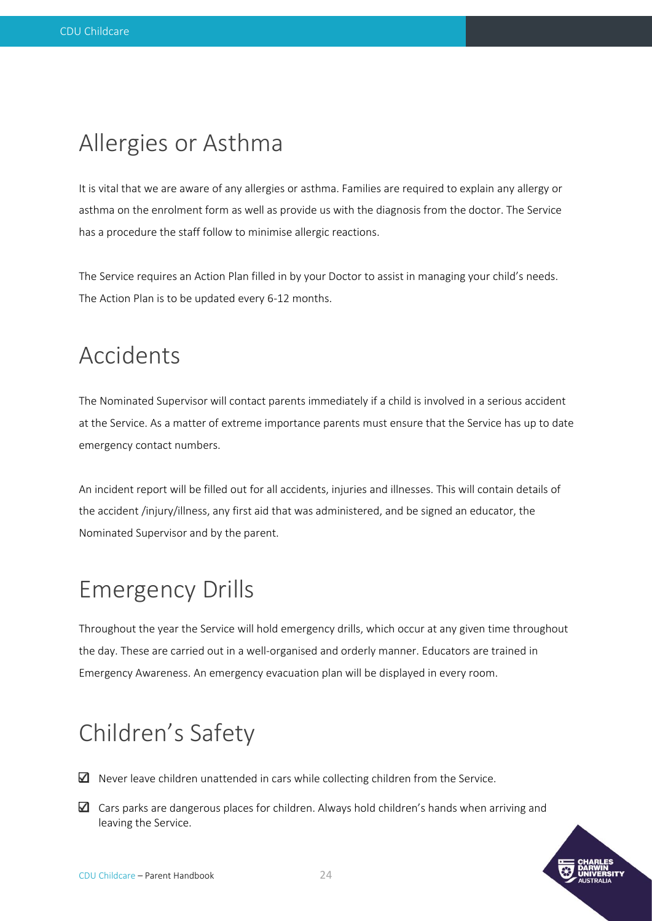## Allergies or Asthma

It is vital that we are aware of any allergies or asthma. Families are required to explain any allergy or asthma on the enrolment form as well as provide us with the diagnosis from the doctor. The Service has a procedure the staff follow to minimise allergic reactions.

The Service requires an Action Plan filled in by your Doctor to assist in managing your child's needs. The Action Plan is to be updated every 6-12 months.

## Accidents

The Nominated Supervisor will contact parents immediately if a child is involved in a serious accident at the Service. As a matter of extreme importance parents must ensure that the Service has up to date emergency contact numbers.

An incident report will be filled out for all accidents, injuries and illnesses. This will contain details of the accident /injury/illness, any first aid that was administered, and be signed an educator, the Nominated Supervisor and by the parent.

## Emergency Drills

Throughout the year the Service will hold emergency drills, which occur at any given time throughout the day. These are carried out in a well-organised and orderly manner. Educators are trained in Emergency Awareness. An emergency evacuation plan will be displayed in every room.

## Children's Safety

- ☑ Never leave children unattended in cars while collecting children from the Service.
- ☑ Cars parks are dangerous places for children. Always hold children's hands when arriving and leaving the Service.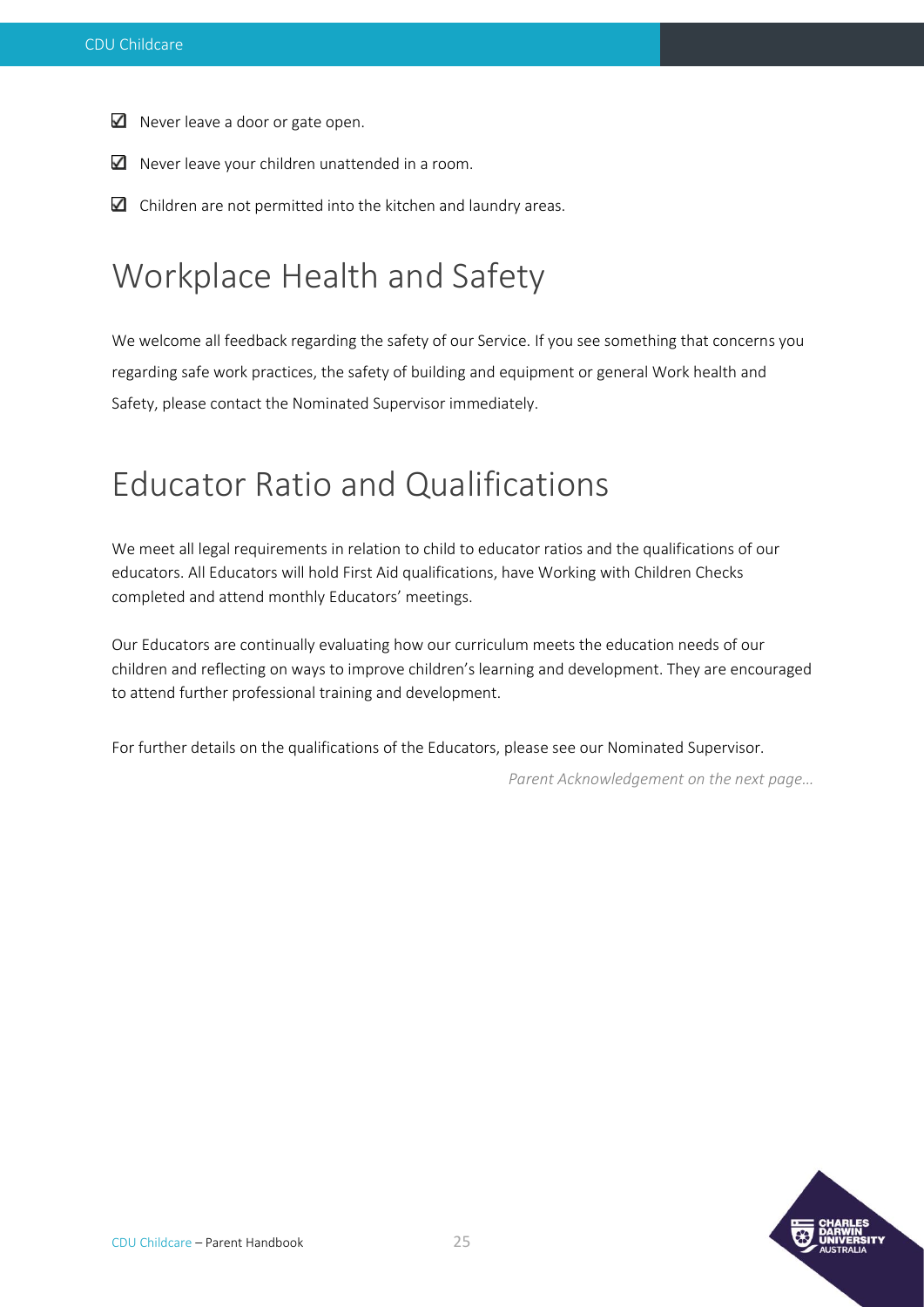- ☑ Never leave a door or gate open.
- ☑ Never leave your children unattended in a room.
- ☑ Children are not permitted into the kitchen and laundry areas.

# Workplace Health and Safety

We welcome all feedback regarding the safety of our Service. If you see something that concerns you regarding safe work practices, the safety of building and equipment or general Work health and Safety, please contact the Nominated Supervisor immediately.

# Educator Ratio and Qualifications

We meet all legal requirements in relation to child to educator ratios and the qualifications of our educators. All Educators will hold First Aid qualifications, have Working with Children Checks completed and attend monthly Educators' meetings.

Our Educators are continually evaluating how our curriculum meets the education needs of our children and reflecting on ways to improve children's learning and development. They are encouraged to attend further professional training and development.

For further details on the qualifications of the Educators, please see our Nominated Supervisor.

*Parent Acknowledgement on the next page…*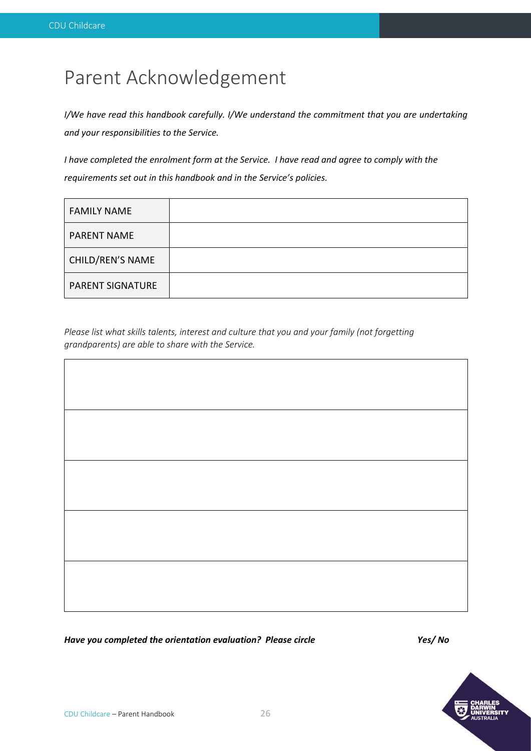# Parent Acknowledgement

*I/We have read this handbook carefully. I/We understand the commitment that you are undertaking and your responsibilities to the Service.*

*I have completed the enrolment form at the Service. I have read and agree to comply with the requirements set out in this handbook and in the Service's policies.*

| | |
|---|---|
| FAMILY NAME | |
| PARENT NAME | |
| CHILD/REN'S NAME | |
| PARENT SIGNATURE | |

*Please list what skills talents, interest and culture that you and your family (not forgetting grandparents) are able to share with the Service.*

| |
|---|
| |
| |
| |
| |
| |

***Have you completed the orientation evaluation? Please circle Yes/ No***